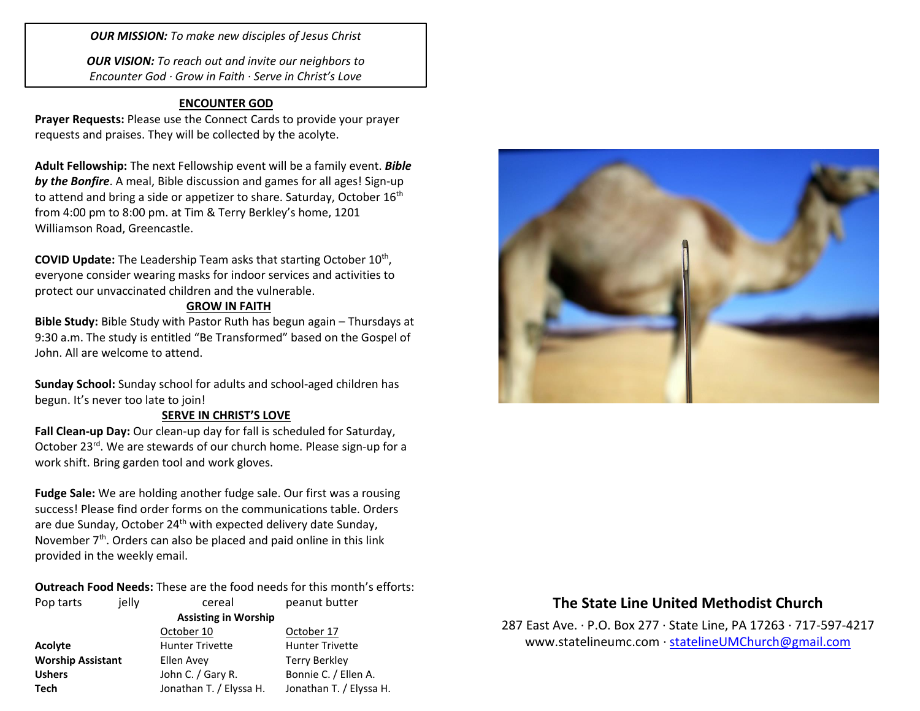***OUR MISSION:*** *To make new disciples of Jesus Christ*

***OUR VISION:*** *To reach out and invite our neighbors to Encounter God · Grow in Faith · Serve in Christ's Love*

## ENCOUNTER GOD

**Prayer Requests:** Please use the Connect Cards to provide your prayer requests and praises. They will be collected by the acolyte.

**Adult Fellowship:** The next Fellowship event will be a family event. ***Bible by the Bonfire***. A meal, Bible discussion and games for all ages! Sign-up to attend and bring a side or appetizer to share. Saturday, October 16th from 4:00 pm to 8:00 pm. at Tim & Terry Berkley's home, 1201 Williamson Road, Greencastle.

**COVID Update:** The Leadership Team asks that starting October 10th, everyone consider wearing masks for indoor services and activities to protect our unvaccinated children and the vulnerable.

## GROW IN FAITH

**Bible Study:** Bible Study with Pastor Ruth has begun again – Thursdays at 9:30 a.m. The study is entitled "Be Transformed" based on the Gospel of John. All are welcome to attend.

**Sunday School:** Sunday school for adults and school-aged children has begun. It's never too late to join!

## SERVE IN CHRIST'S LOVE

**Fall Clean-up Day:** Our clean-up day for fall is scheduled for Saturday, October 23rd. We are stewards of our church home. Please sign-up for a work shift. Bring garden tool and work gloves.

**Fudge Sale:** We are holding another fudge sale. Our first was a rousing success! Please find order forms on the communications table. Orders are due Sunday, October 24th with expected delivery date Sunday, November 7th. Orders can also be placed and paid online in this link provided in the weekly email.

**Outreach Food Needs:** These are the food needs for this month's efforts:

Pop tarts jelly cereal peanut butter

**Assisting in Worship**

| | October 10 | October 17 |
|---|---|---|
| **Acolyte** | Hunter Trivette | Hunter Trivette |
| **Worship Assistant** | Ellen Avey | Terry Berkley |
| **Ushers** | John C. / Gary R. | Bonnie C. / Ellen A. |
| **Tech** | Jonathan T. / Elyssa H. | Jonathan T. / Elyssa H. |

## The State Line United Methodist Church

287 East Ave. · P.O. Box 277 · State Line, PA 17263 · 717-597-4217
www.statelineumc.com · statelineUMChurch@gmail.com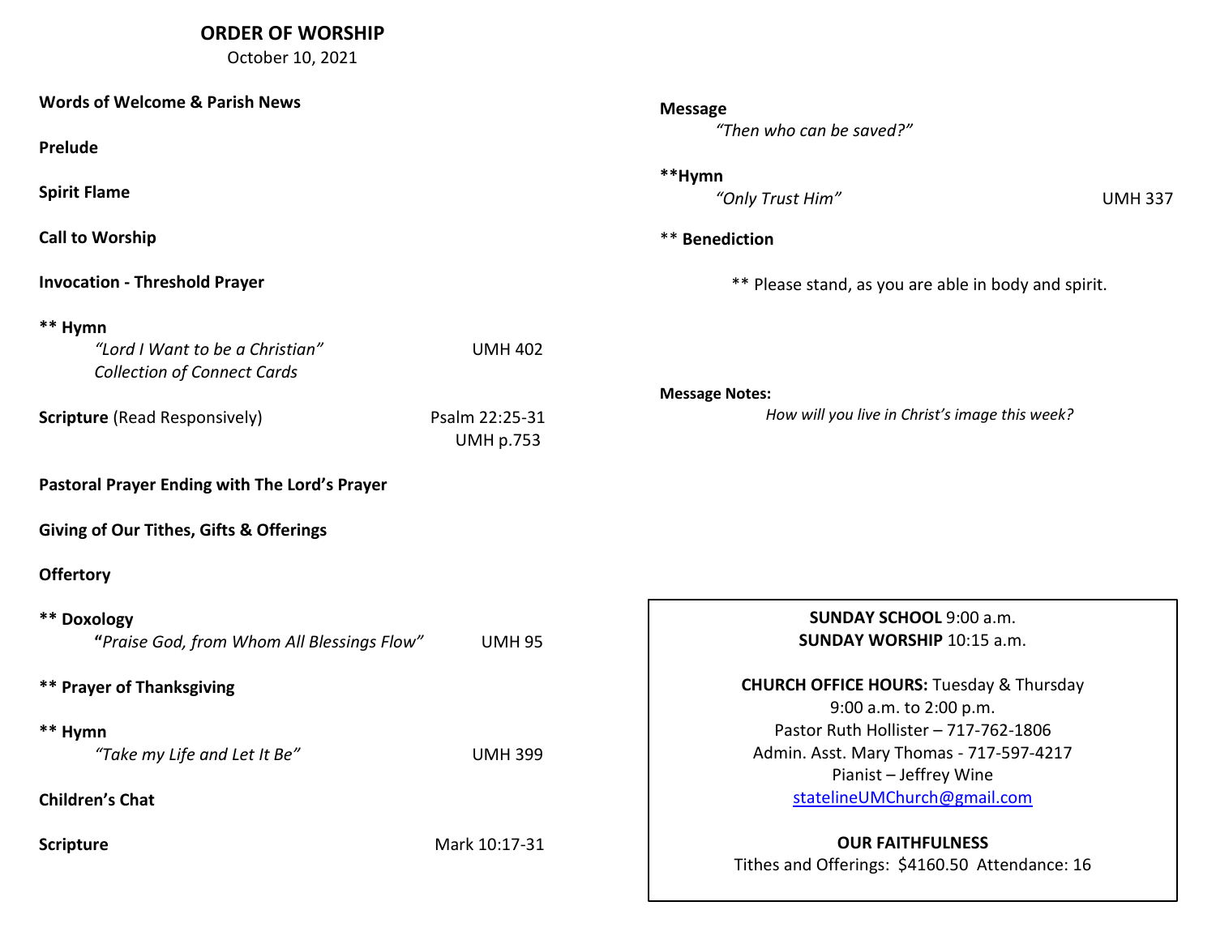## ORDER OF WORSHIP

October 10, 2021

**Words of Welcome & Parish News**

**Prelude**

**Spirit Flame**

**Call to Worship**

**Invocation - Threshold Prayer**

**\*\* Hymn**
*"Lord I Want to be a Christian"* UMH 402
*Collection of Connect Cards*

**Scripture** (Read Responsively) Psalm 22:25-31
UMH p.753

**Pastoral Prayer Ending with The Lord's Prayer**

**Giving of Our Tithes, Gifts & Offerings**

**Offertory**

**\*\* Doxology**
**"***Praise God, from Whom All Blessings Flow"* UMH 95

**\*\* Prayer of Thanksgiving**

**\*\* Hymn**
*"Take my Life and Let It Be"* UMH 399

**Children's Chat**

**Scripture** Mark 10:17-31

**Message**
*"Then who can be saved?"*

**\*\*Hymn**
*"Only Trust Him"* UMH 337

\*\* **Benediction**

\*\* Please stand, as you are able in body and spirit.

**Message Notes:**
*How will you live in Christ's image this week?*

**SUNDAY SCHOOL** 9:00 a.m.
**SUNDAY WORSHIP** 10:15 a.m.

**CHURCH OFFICE HOURS:** Tuesday & Thursday
9:00 a.m. to 2:00 p.m.
Pastor Ruth Hollister – 717-762-1806
Admin. Asst. Mary Thomas - 717-597-4217
Pianist – Jeffrey Wine
statelineUMChurch@gmail.com

**OUR FAITHFULNESS**
Tithes and Offerings: $4160.50 Attendance: 16